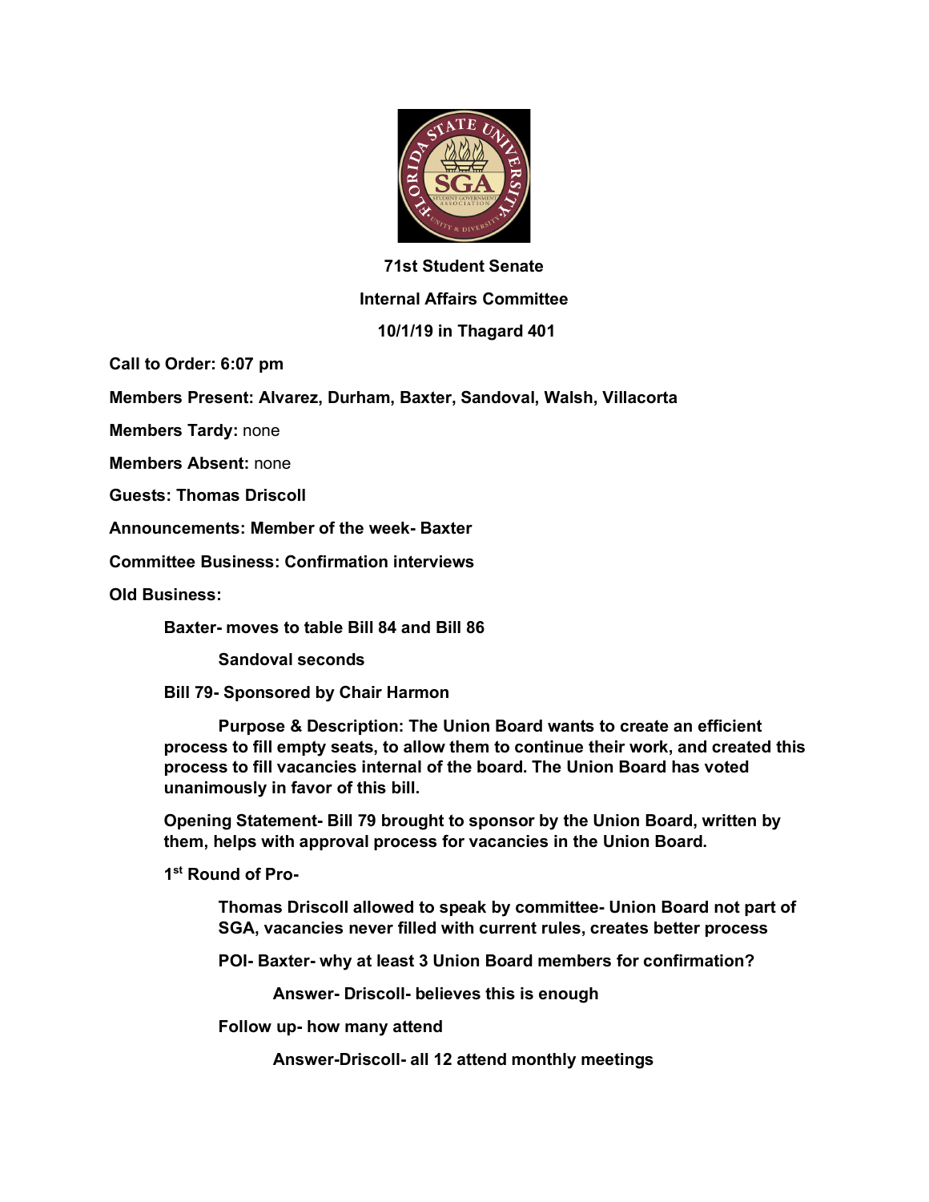**71st Student Senate**

**Internal Affairs Committee**

**10/1/19 in Thagard 401**

**Call to Order: 6:07 pm**

**Members Present: Alvarez, Durham, Baxter, Sandoval, Walsh, Villacorta**

**Members Tardy:** none

**Members Absent:** none

**Guests: Thomas Driscoll**

**Announcements: Member of the week- Baxter**

**Committee Business: Confirmation interviews**

**Old Business:**

**Baxter- moves to table Bill 84 and Bill 86**

**Sandoval seconds**

**Bill 79- Sponsored by Chair Harmon**

**Purpose & Description: The Union Board wants to create an efficient process to fill empty seats, to allow them to continue their work, and created this process to fill vacancies internal of the board. The Union Board has voted unanimously in favor of this bill.**

**Opening Statement- Bill 79 brought to sponsor by the Union Board, written by them, helps with approval process for vacancies in the Union Board.**

**1st Round of Pro-**

**Thomas Driscoll allowed to speak by committee- Union Board not part of SGA, vacancies never filled with current rules, creates better process**

**POI- Baxter- why at least 3 Union Board members for confirmation?**

**Answer- Driscoll- believes this is enough**

**Follow up- how many attend**

**Answer-Driscoll- all 12 attend monthly meetings**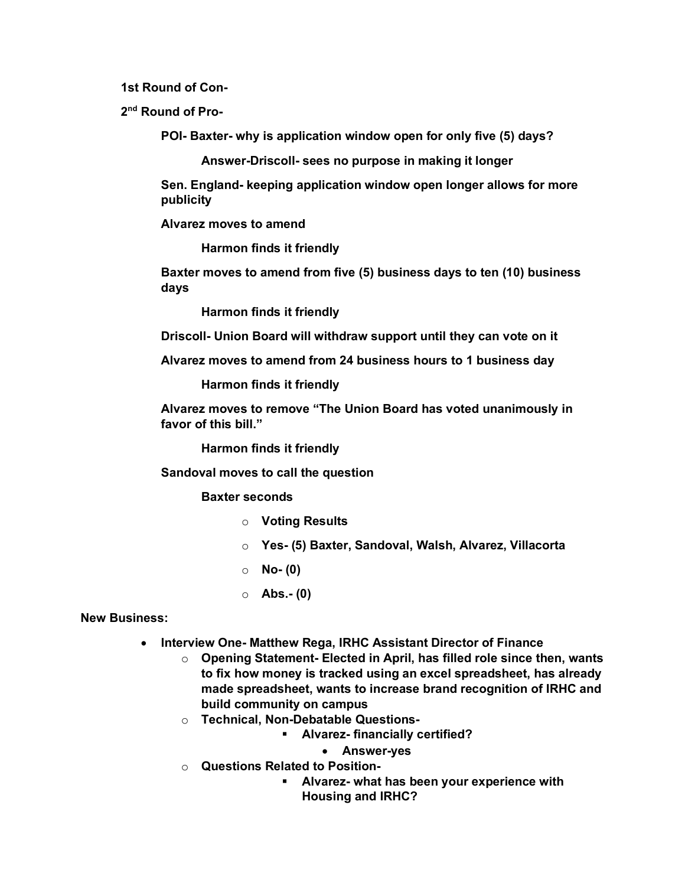**1st Round of Con-**

**2nd Round of Pro-**

> **POI- Baxter- why is application window open for only five (5) days?**
>
> > **Answer-Driscoll- sees no purpose in making it longer**
>
> **Sen. England- keeping application window open longer allows for more publicity**
>
> **Alvarez moves to amend**
>
> > **Harmon finds it friendly**
>
> **Baxter moves to amend from five (5) business days to ten (10) business days**
>
> > **Harmon finds it friendly**
>
> **Driscoll- Union Board will withdraw support until they can vote on it**
>
> **Alvarez moves to amend from 24 business hours to 1 business day**
>
> > **Harmon finds it friendly**
>
> **Alvarez moves to remove "The Union Board has voted unanimously in favor of this bill."**
>
> > **Harmon finds it friendly**
>
> **Sandoval moves to call the question**
>
> > **Baxter seconds**
> >
> > - **Voting Results**
> > - **Yes- (5) Baxter, Sandoval, Walsh, Alvarez, Villacorta**
> > - **No- (0)**
> > - **Abs.- (0)**

**New Business:**

- **Interview One- Matthew Rega, IRHC Assistant Director of Finance**
  - **Opening Statement- Elected in April, has filled role since then, wants to fix how money is tracked using an excel spreadsheet, has already made spreadsheet, wants to increase brand recognition of IRHC and build community on campus**
  - **Technical, Non-Debatable Questions-**
    - **Alvarez- financially certified?**
      - **Answer-yes**
  - **Questions Related to Position-**
    - **Alvarez- what has been your experience with Housing and IRHC?**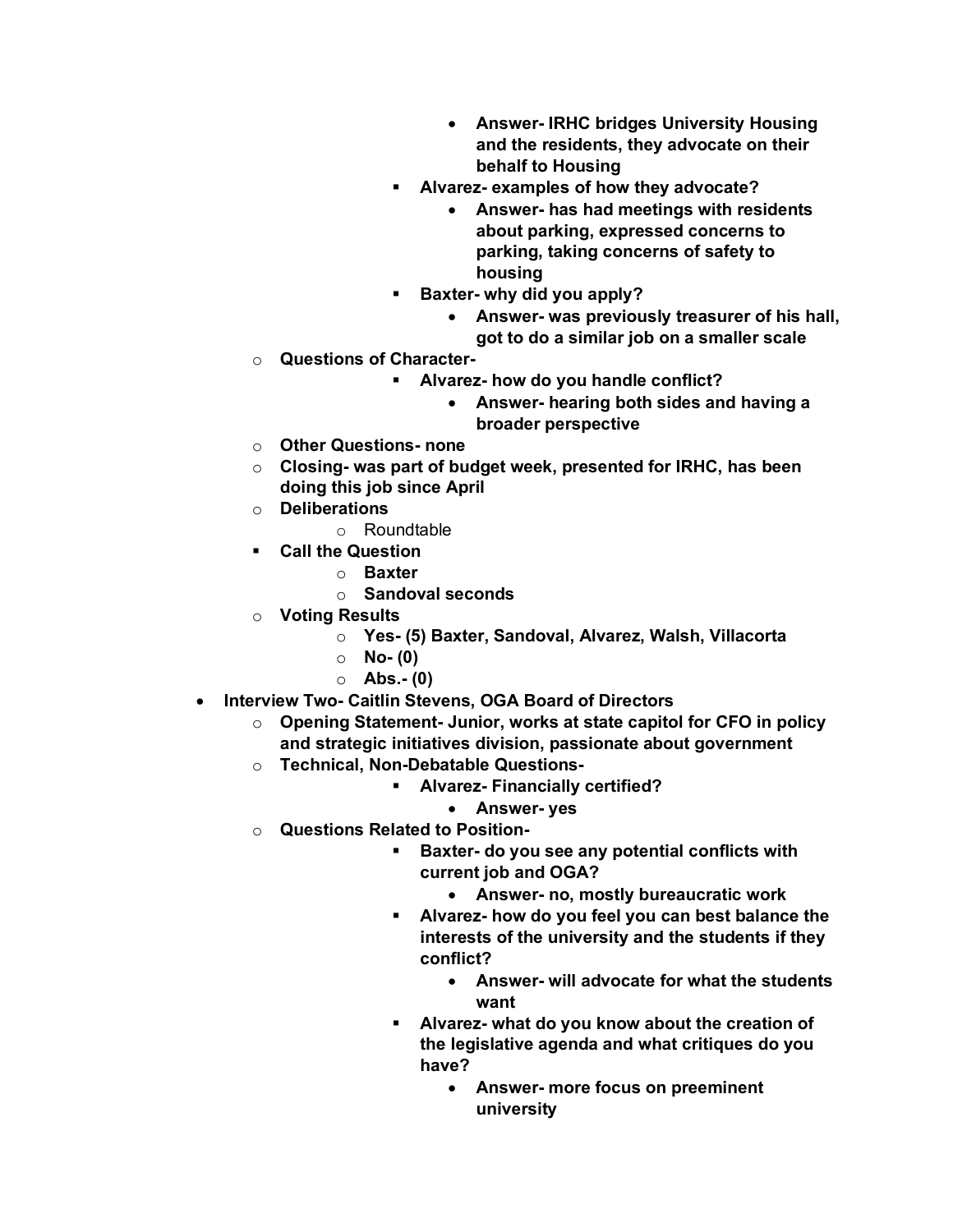- **Answer- IRHC bridges University Housing and the residents, they advocate on their behalf to Housing**
        - **Alvarez- examples of how they advocate?**
            - **Answer- has had meetings with residents about parking, expressed concerns to parking, taking concerns of safety to housing**
        - **Baxter- why did you apply?**
            - **Answer- was previously treasurer of his hall, got to do a similar job on a smaller scale**
    - **Questions of Character-**
        - **Alvarez- how do you handle conflict?**
            - **Answer- hearing both sides and having a broader perspective**
    - **Other Questions- none**
    - **Closing- was part of budget week, presented for IRHC, has been doing this job since April**
    - **Deliberations**
        - Roundtable
    - **Call the Question**
        - **Baxter**
        - **Sandoval seconds**
    - **Voting Results**
        - **Yes- (5) Baxter, Sandoval, Alvarez, Walsh, Villacorta**
        - **No- (0)**
        - **Abs.- (0)**
- **Interview Two- Caitlin Stevens, OGA Board of Directors**
    - **Opening Statement- Junior, works at state capitol for CFO in policy and strategic initiatives division, passionate about government**
    - **Technical, Non-Debatable Questions-**
        - **Alvarez- Financially certified?**
            - **Answer- yes**
    - **Questions Related to Position-**
        - **Baxter- do you see any potential conflicts with current job and OGA?**
            - **Answer- no, mostly bureaucratic work**
        - **Alvarez- how do you feel you can best balance the interests of the university and the students if they conflict?**
            - **Answer- will advocate for what the students want**
        - **Alvarez- what do you know about the creation of the legislative agenda and what critiques do you have?**
            - **Answer- more focus on preeminent university**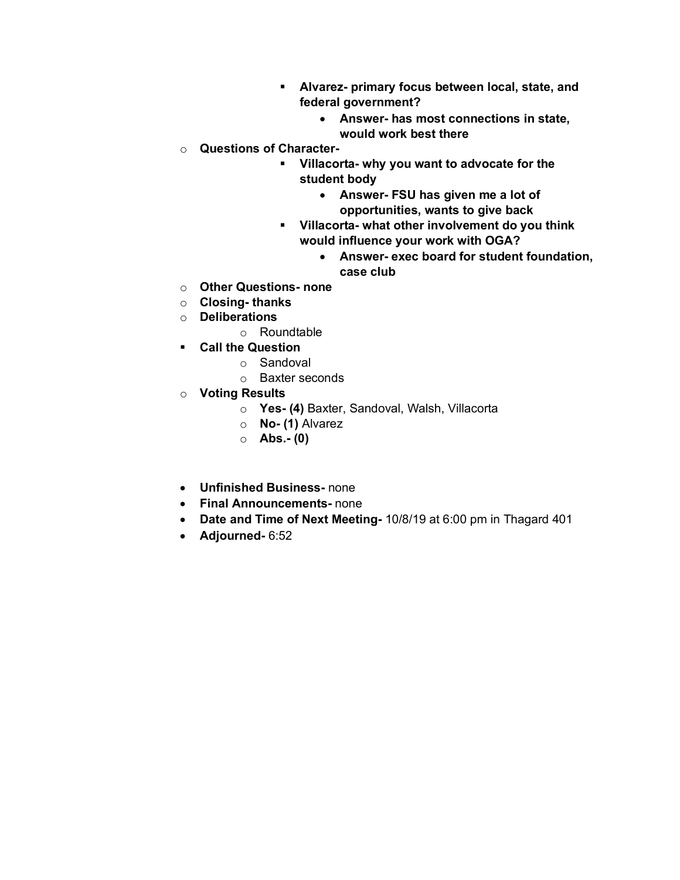- **Alvarez- primary focus between local, state, and federal government?**
            - **Answer- has most connections in state, would work best there**
    - **Questions of Character-**
        - **Villacorta- why you want to advocate for the student body**
            - **Answer- FSU has given me a lot of opportunities, wants to give back**
        - **Villacorta- what other involvement do you think would influence your work with OGA?**
            - **Answer- exec board for student foundation, case club**
    - **Other Questions- none**
    - **Closing- thanks**
    - **Deliberations**
        - Roundtable
- **Call the Question**
    - Sandoval
    - Baxter seconds
    - **Voting Results**
        - **Yes- (4)** Baxter, Sandoval, Walsh, Villacorta
        - **No- (1)** Alvarez
        - **Abs.- (0)**

- **Unfinished Business-** none
- **Final Announcements-** none
- **Date and Time of Next Meeting-** 10/8/19 at 6:00 pm in Thagard 401
- **Adjourned-** 6:52